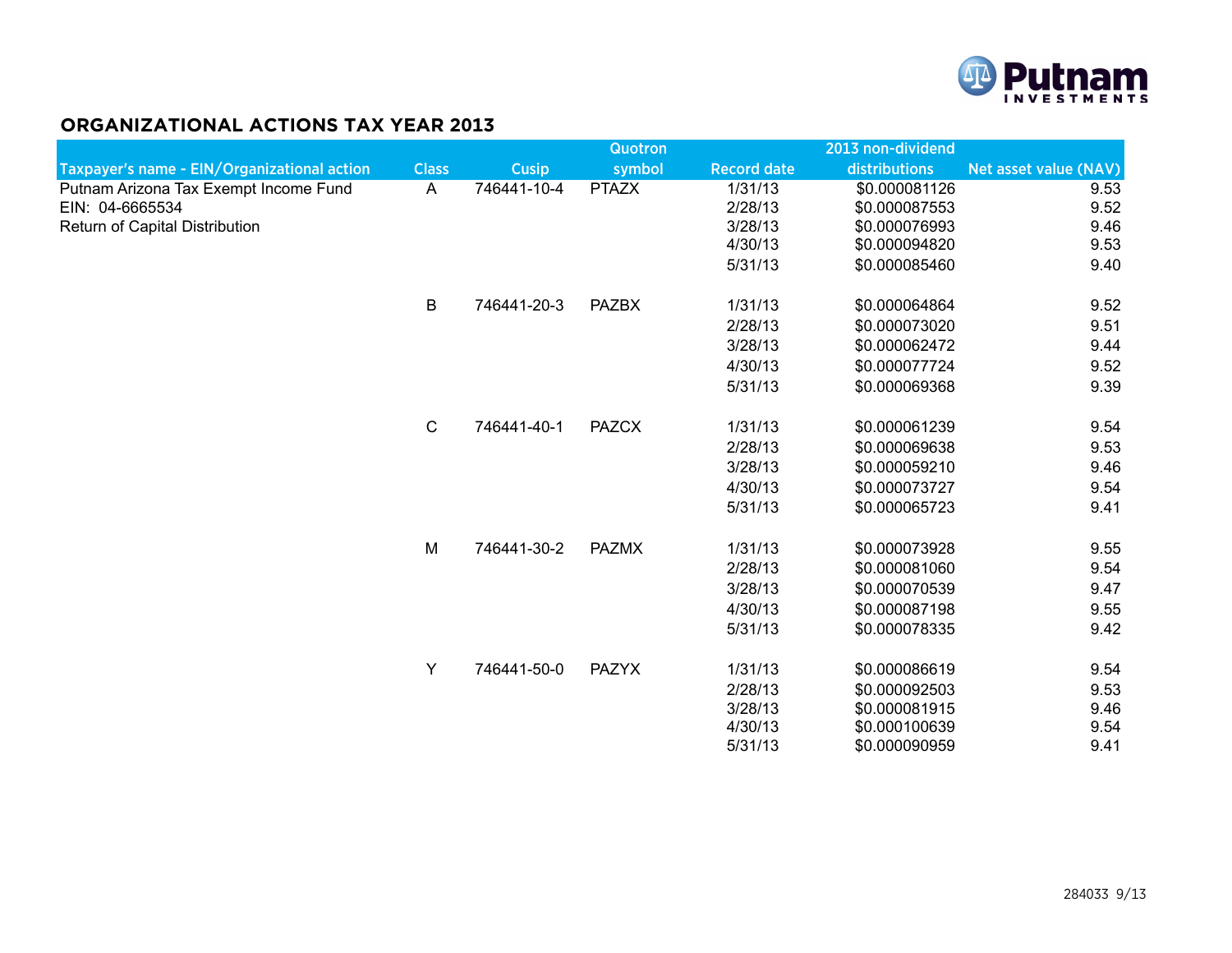# ORGANIZATIONAL ACTIONS TAX YEAR 2013

| Taxpayer's name - EIN/Organizational action | Class | Cusip | Quotron symbol | Record date | 2013 non-dividend distributions | Net asset value (NAV) |
|---|---|---|---|---|---|---|
| Putnam Arizona Tax Exempt Income Fund | A | 746441-10-4 | PTAZX | 1/31/13 | $0.000081126 | 9.53 |
| EIN: 04-6665534 | | | | 2/28/13 | $0.000087553 | 9.52 |
| Return of Capital Distribution | | | | 3/28/13 | $0.000076993 | 9.46 |
| | | | | 4/30/13 | $0.000094820 | 9.53 |
| | | | | 5/31/13 | $0.000085460 | 9.40 |
| | B | 746441-20-3 | PAZBX | 1/31/13 | $0.000064864 | 9.52 |
| | | | | 2/28/13 | $0.000073020 | 9.51 |
| | | | | 3/28/13 | $0.000062472 | 9.44 |
| | | | | 4/30/13 | $0.000077724 | 9.52 |
| | | | | 5/31/13 | $0.000069368 | 9.39 |
| | C | 746441-40-1 | PAZCX | 1/31/13 | $0.000061239 | 9.54 |
| | | | | 2/28/13 | $0.000069638 | 9.53 |
| | | | | 3/28/13 | $0.000059210 | 9.46 |
| | | | | 4/30/13 | $0.000073727 | 9.54 |
| | | | | 5/31/13 | $0.000065723 | 9.41 |
| | M | 746441-30-2 | PAZMX | 1/31/13 | $0.000073928 | 9.55 |
| | | | | 2/28/13 | $0.000081060 | 9.54 |
| | | | | 3/28/13 | $0.000070539 | 9.47 |
| | | | | 4/30/13 | $0.000087198 | 9.55 |
| | | | | 5/31/13 | $0.000078335 | 9.42 |
| | Y | 746441-50-0 | PAZYX | 1/31/13 | $0.000086619 | 9.54 |
| | | | | 2/28/13 | $0.000092503 | 9.53 |
| | | | | 3/28/13 | $0.000081915 | 9.46 |
| | | | | 4/30/13 | $0.000100639 | 9.54 |
| | | | | 5/31/13 | $0.000090959 | 9.41 |

284033 9/13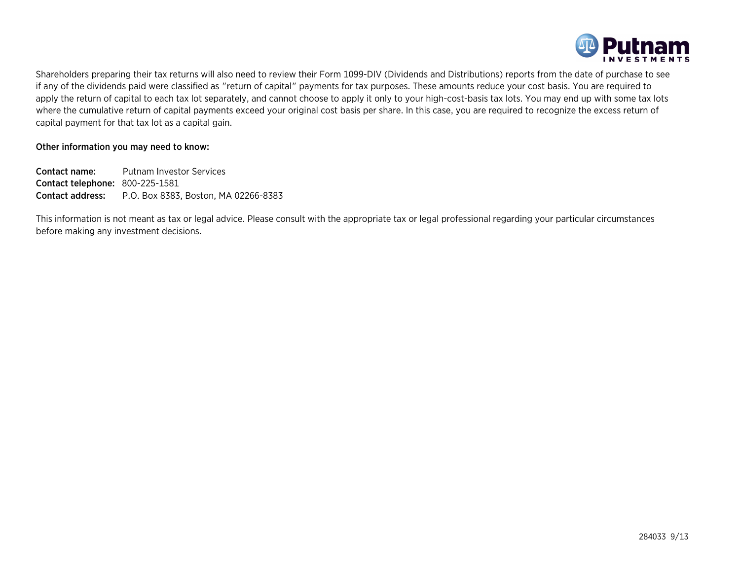Shareholders preparing their tax returns will also need to review their Form 1099-DIV (Dividends and Distributions) reports from the date of purchase to see if any of the dividends paid were classified as "return of capital" payments for tax purposes. These amounts reduce your cost basis. You are required to apply the return of capital to each tax lot separately, and cannot choose to apply it only to your high-cost-basis tax lots. You may end up with some tax lots where the cumulative return of capital payments exceed your original cost basis per share. In this case, you are required to recognize the excess return of capital payment for that tax lot as a capital gain.

**Other information you may need to know:**

**Contact name:** Putnam Investor Services
**Contact telephone:** 800-225-1581
**Contact address:** P.O. Box 8383, Boston, MA 02266-8383

This information is not meant as tax or legal advice. Please consult with the appropriate tax or legal professional regarding your particular circumstances before making any investment decisions.

284033 9/13